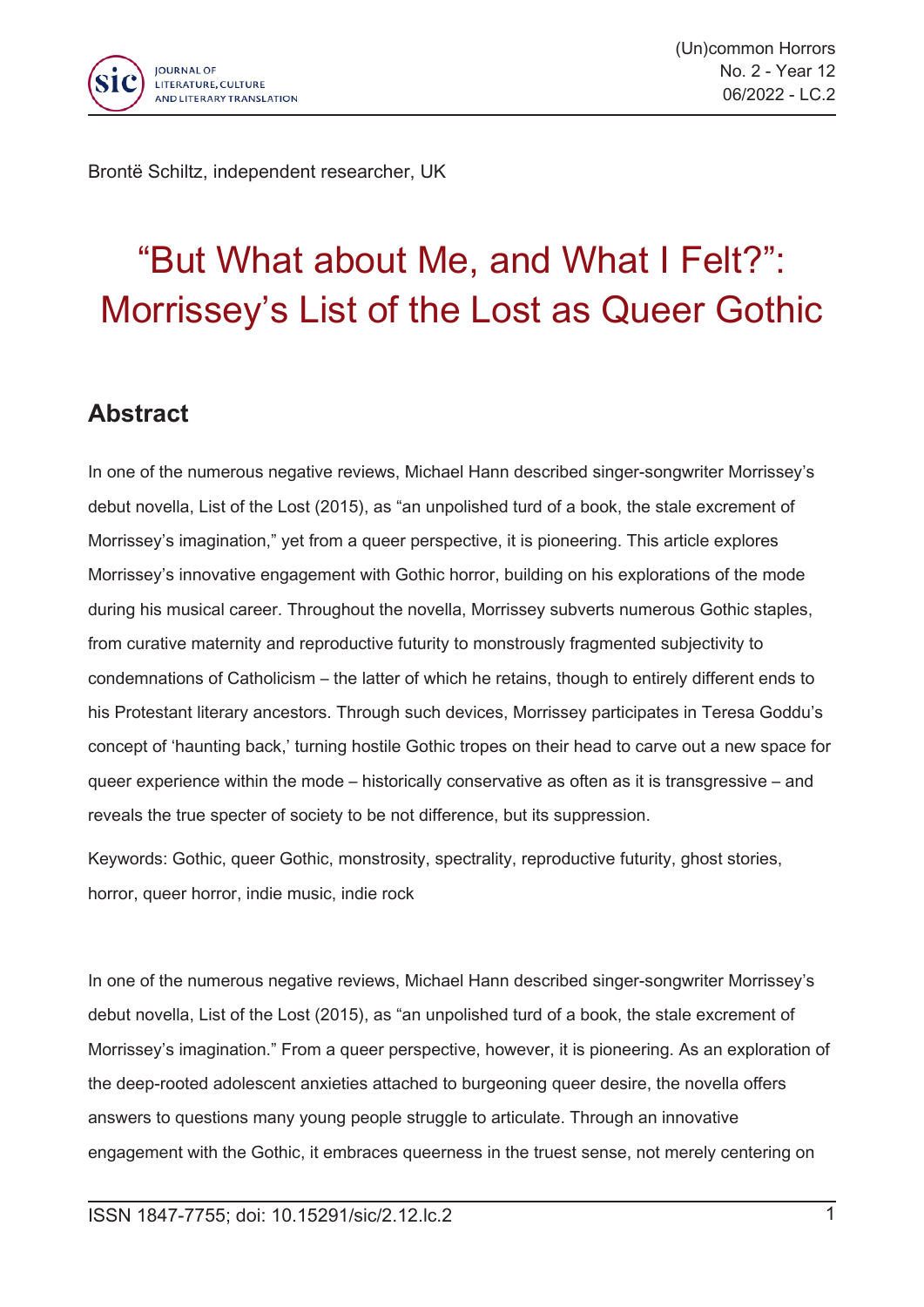Brontë Schiltz, independent researcher, UK

# "But What about Me, and What I Felt?": Morrissey's List of the Lost as Queer Gothic

## Abstract

In one of the numerous negative reviews, Michael Hann described singer-songwriter Morrissey's debut novella, List of the Lost (2015), as "an unpolished turd of a book, the stale excrement of Morrissey's imagination," yet from a queer perspective, it is pioneering. This article explores Morrissey's innovative engagement with Gothic horror, building on his explorations of the mode during his musical career. Throughout the novella, Morrissey subverts numerous Gothic staples, from curative maternity and reproductive futurity to monstrously fragmented subjectivity to condemnations of Catholicism – the latter of which he retains, though to entirely different ends to his Protestant literary ancestors. Through such devices, Morrissey participates in Teresa Goddu's concept of 'haunting back,' turning hostile Gothic tropes on their head to carve out a new space for queer experience within the mode – historically conservative as often as it is transgressive – and reveals the true specter of society to be not difference, but its suppression.

Keywords: Gothic, queer Gothic, monstrosity, spectrality, reproductive futurity, ghost stories, horror, queer horror, indie music, indie rock

In one of the numerous negative reviews, Michael Hann described singer-songwriter Morrissey's debut novella, List of the Lost (2015), as "an unpolished turd of a book, the stale excrement of Morrissey's imagination." From a queer perspective, however, it is pioneering. As an exploration of the deep-rooted adolescent anxieties attached to burgeoning queer desire, the novella offers answers to questions many young people struggle to articulate. Through an innovative engagement with the Gothic, it embraces queerness in the truest sense, not merely centering on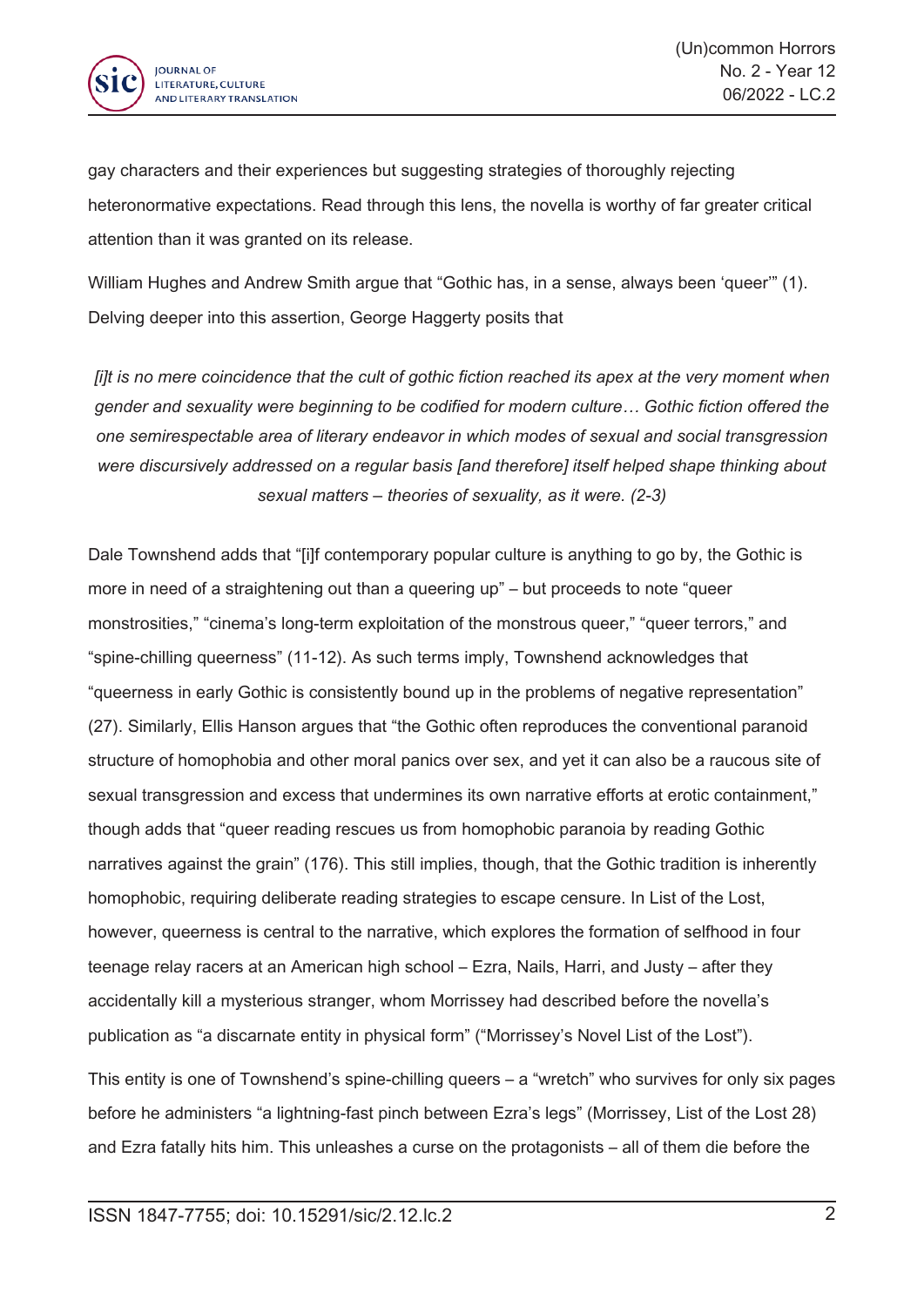gay characters and their experiences but suggesting strategies of thoroughly rejecting heteronormative expectations. Read through this lens, the novella is worthy of far greater critical attention than it was granted on its release.

William Hughes and Andrew Smith argue that "Gothic has, in a sense, always been 'queer'" (1). Delving deeper into this assertion, George Haggerty posits that

> *[i]t is no mere coincidence that the cult of gothic fiction reached its apex at the very moment when gender and sexuality were beginning to be codified for modern culture… Gothic fiction offered the one semirespectable area of literary endeavor in which modes of sexual and social transgression were discursively addressed on a regular basis [and therefore] itself helped shape thinking about sexual matters – theories of sexuality, as it were. (2-3)*

Dale Townshend adds that "[i]f contemporary popular culture is anything to go by, the Gothic is more in need of a straightening out than a queering up" – but proceeds to note "queer monstrosities," "cinema's long-term exploitation of the monstrous queer," "queer terrors," and "spine-chilling queerness" (11-12). As such terms imply, Townshend acknowledges that "queerness in early Gothic is consistently bound up in the problems of negative representation" (27). Similarly, Ellis Hanson argues that "the Gothic often reproduces the conventional paranoid structure of homophobia and other moral panics over sex, and yet it can also be a raucous site of sexual transgression and excess that undermines its own narrative efforts at erotic containment," though adds that "queer reading rescues us from homophobic paranoia by reading Gothic narratives against the grain" (176). This still implies, though, that the Gothic tradition is inherently homophobic, requiring deliberate reading strategies to escape censure. In List of the Lost, however, queerness is central to the narrative, which explores the formation of selfhood in four teenage relay racers at an American high school – Ezra, Nails, Harri, and Justy – after they accidentally kill a mysterious stranger, whom Morrissey had described before the novella's publication as "a discarnate entity in physical form" ("Morrissey's Novel List of the Lost").

This entity is one of Townshend's spine-chilling queers – a "wretch" who survives for only six pages before he administers "a lightning-fast pinch between Ezra's legs" (Morrissey, List of the Lost 28) and Ezra fatally hits him. This unleashes a curse on the protagonists – all of them die before the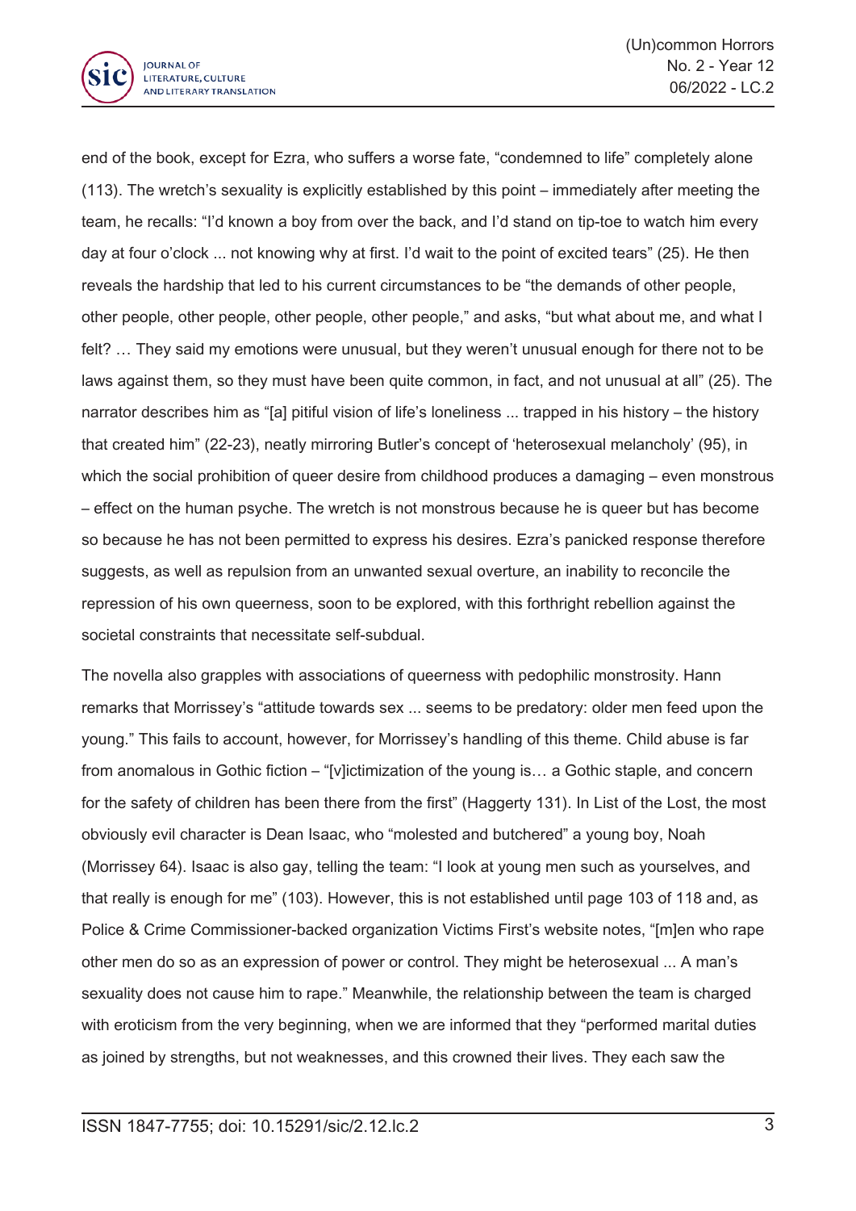end of the book, except for Ezra, who suffers a worse fate, "condemned to life" completely alone (113). The wretch's sexuality is explicitly established by this point – immediately after meeting the team, he recalls: "I'd known a boy from over the back, and I'd stand on tip-toe to watch him every day at four o'clock ... not knowing why at first. I'd wait to the point of excited tears" (25). He then reveals the hardship that led to his current circumstances to be "the demands of other people, other people, other people, other people, other people," and asks, "but what about me, and what I felt? … They said my emotions were unusual, but they weren't unusual enough for there not to be laws against them, so they must have been quite common, in fact, and not unusual at all" (25). The narrator describes him as "[a] pitiful vision of life's loneliness ... trapped in his history – the history that created him" (22-23), neatly mirroring Butler's concept of 'heterosexual melancholy' (95), in which the social prohibition of queer desire from childhood produces a damaging – even monstrous – effect on the human psyche. The wretch is not monstrous because he is queer but has become so because he has not been permitted to express his desires. Ezra's panicked response therefore suggests, as well as repulsion from an unwanted sexual overture, an inability to reconcile the repression of his own queerness, soon to be explored, with this forthright rebellion against the societal constraints that necessitate self-subdual.

The novella also grapples with associations of queerness with pedophilic monstrosity. Hann remarks that Morrissey's "attitude towards sex ... seems to be predatory: older men feed upon the young." This fails to account, however, for Morrissey's handling of this theme. Child abuse is far from anomalous in Gothic fiction – "[v]ictimization of the young is… a Gothic staple, and concern for the safety of children has been there from the first" (Haggerty 131). In List of the Lost, the most obviously evil character is Dean Isaac, who "molested and butchered" a young boy, Noah (Morrissey 64). Isaac is also gay, telling the team: "I look at young men such as yourselves, and that really is enough for me" (103). However, this is not established until page 103 of 118 and, as Police & Crime Commissioner-backed organization Victims First's website notes, "[m]en who rape other men do so as an expression of power or control. They might be heterosexual ... A man's sexuality does not cause him to rape." Meanwhile, the relationship between the team is charged with eroticism from the very beginning, when we are informed that they "performed marital duties as joined by strengths, but not weaknesses, and this crowned their lives. They each saw the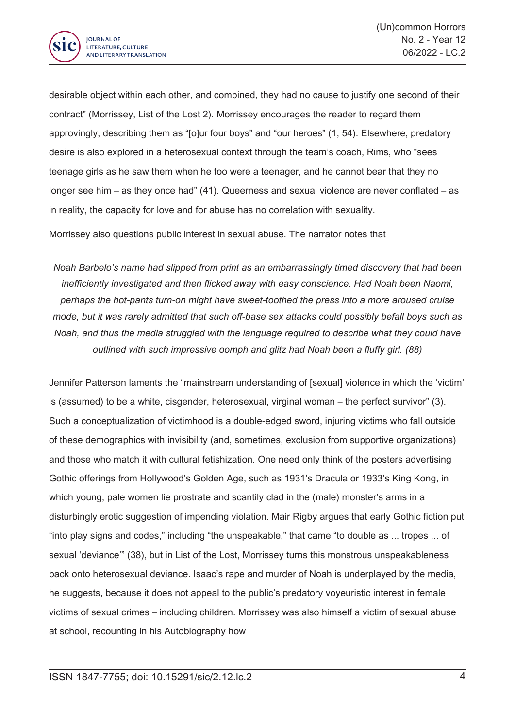desirable object within each other, and combined, they had no cause to justify one second of their contract" (Morrissey, List of the Lost 2). Morrissey encourages the reader to regard them approvingly, describing them as "[o]ur four boys" and "our heroes" (1, 54). Elsewhere, predatory desire is also explored in a heterosexual context through the team's coach, Rims, who "sees teenage girls as he saw them when he too were a teenager, and he cannot bear that they no longer see him – as they once had" (41). Queerness and sexual violence are never conflated – as in reality, the capacity for love and for abuse has no correlation with sexuality.

Morrissey also questions public interest in sexual abuse. The narrator notes that

> *Noah Barbelo's name had slipped from print as an embarrassingly timed discovery that had been inefficiently investigated and then flicked away with easy conscience. Had Noah been Naomi, perhaps the hot-pants turn-on might have sweet-toothed the press into a more aroused cruise mode, but it was rarely admitted that such off-base sex attacks could possibly befall boys such as Noah, and thus the media struggled with the language required to describe what they could have outlined with such impressive oomph and glitz had Noah been a fluffy girl. (88)*

Jennifer Patterson laments the "mainstream understanding of [sexual] violence in which the 'victim' is (assumed) to be a white, cisgender, heterosexual, virginal woman – the perfect survivor" (3). Such a conceptualization of victimhood is a double-edged sword, injuring victims who fall outside of these demographics with invisibility (and, sometimes, exclusion from supportive organizations) and those who match it with cultural fetishization. One need only think of the posters advertising Gothic offerings from Hollywood's Golden Age, such as 1931's Dracula or 1933's King Kong, in which young, pale women lie prostrate and scantily clad in the (male) monster's arms in a disturbingly erotic suggestion of impending violation. Mair Rigby argues that early Gothic fiction put "into play signs and codes," including "the unspeakable," that came "to double as ... tropes ... of sexual 'deviance'" (38), but in List of the Lost, Morrissey turns this monstrous unspeakableness back onto heterosexual deviance. Isaac's rape and murder of Noah is underplayed by the media, he suggests, because it does not appeal to the public's predatory voyeuristic interest in female victims of sexual crimes – including children. Morrissey was also himself a victim of sexual abuse at school, recounting in his Autobiography how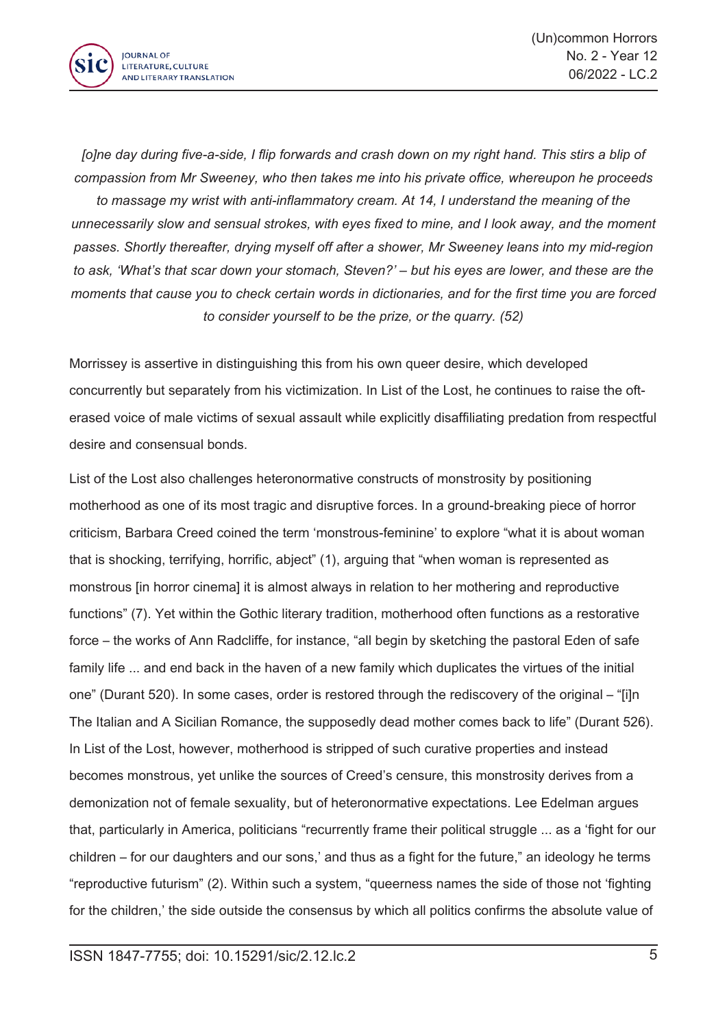*[o]ne day during five-a-side, I flip forwards and crash down on my right hand. This stirs a blip of compassion from Mr Sweeney, who then takes me into his private office, whereupon he proceeds to massage my wrist with anti-inflammatory cream. At 14, I understand the meaning of the unnecessarily slow and sensual strokes, with eyes fixed to mine, and I look away, and the moment passes. Shortly thereafter, drying myself off after a shower, Mr Sweeney leans into my mid-region to ask, 'What's that scar down your stomach, Steven?' – but his eyes are lower, and these are the moments that cause you to check certain words in dictionaries, and for the first time you are forced to consider yourself to be the prize, or the quarry. (52)*

Morrissey is assertive in distinguishing this from his own queer desire, which developed concurrently but separately from his victimization. In List of the Lost, he continues to raise the oft-erased voice of male victims of sexual assault while explicitly disaffiliating predation from respectful desire and consensual bonds.

List of the Lost also challenges heteronormative constructs of monstrosity by positioning motherhood as one of its most tragic and disruptive forces. In a ground-breaking piece of horror criticism, Barbara Creed coined the term 'monstrous-feminine' to explore "what it is about woman that is shocking, terrifying, horrific, abject" (1), arguing that "when woman is represented as monstrous [in horror cinema] it is almost always in relation to her mothering and reproductive functions" (7). Yet within the Gothic literary tradition, motherhood often functions as a restorative force – the works of Ann Radcliffe, for instance, "all begin by sketching the pastoral Eden of safe family life ... and end back in the haven of a new family which duplicates the virtues of the initial one" (Durant 520). In some cases, order is restored through the rediscovery of the original – "[i]n The Italian and A Sicilian Romance, the supposedly dead mother comes back to life" (Durant 526). In List of the Lost, however, motherhood is stripped of such curative properties and instead becomes monstrous, yet unlike the sources of Creed's censure, this monstrosity derives from a demonization not of female sexuality, but of heteronormative expectations. Lee Edelman argues that, particularly in America, politicians "recurrently frame their political struggle ... as a 'fight for our children – for our daughters and our sons,' and thus as a fight for the future," an ideology he terms "reproductive futurism" (2). Within such a system, "queerness names the side of those not 'fighting for the children,' the side outside the consensus by which all politics confirms the absolute value of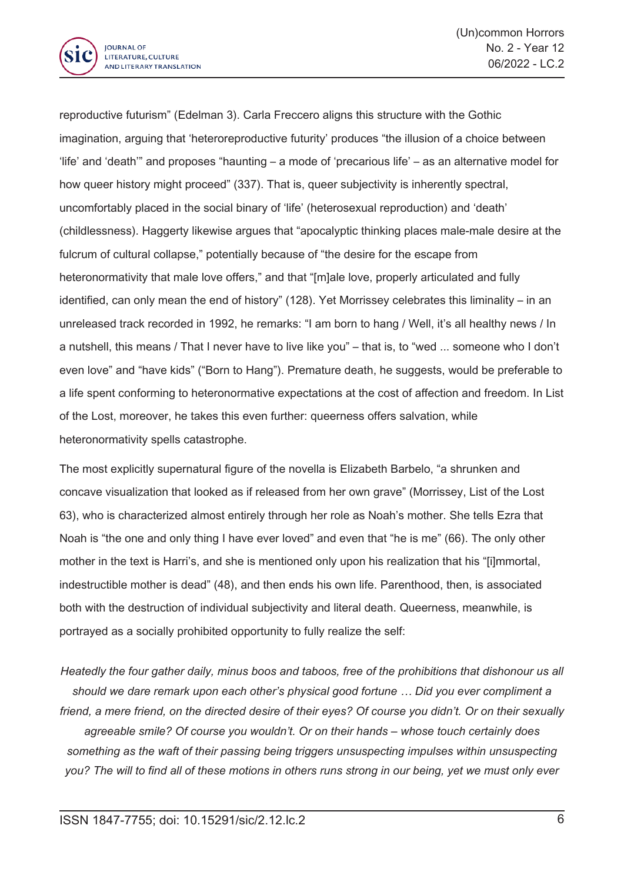reproductive futurism" (Edelman 3). Carla Freccero aligns this structure with the Gothic imagination, arguing that 'heteroreproductive futurity' produces "the illusion of a choice between 'life' and 'death'" and proposes "haunting – a mode of 'precarious life' – as an alternative model for how queer history might proceed" (337). That is, queer subjectivity is inherently spectral, uncomfortably placed in the social binary of 'life' (heterosexual reproduction) and 'death' (childlessness). Haggerty likewise argues that "apocalyptic thinking places male-male desire at the fulcrum of cultural collapse," potentially because of "the desire for the escape from heteronormativity that male love offers," and that "[m]ale love, properly articulated and fully identified, can only mean the end of history" (128). Yet Morrissey celebrates this liminality – in an unreleased track recorded in 1992, he remarks: "I am born to hang / Well, it's all healthy news / In a nutshell, this means / That I never have to live like you" – that is, to "wed ... someone who I don't even love" and "have kids" ("Born to Hang"). Premature death, he suggests, would be preferable to a life spent conforming to heteronormative expectations at the cost of affection and freedom. In List of the Lost, moreover, he takes this even further: queerness offers salvation, while heteronormativity spells catastrophe.

The most explicitly supernatural figure of the novella is Elizabeth Barbelo, "a shrunken and concave visualization that looked as if released from her own grave" (Morrissey, List of the Lost 63), who is characterized almost entirely through her role as Noah's mother. She tells Ezra that Noah is "the one and only thing I have ever loved" and even that "he is me" (66). The only other mother in the text is Harri's, and she is mentioned only upon his realization that his "[i]mmortal, indestructible mother is dead" (48), and then ends his own life. Parenthood, then, is associated both with the destruction of individual subjectivity and literal death. Queerness, meanwhile, is portrayed as a socially prohibited opportunity to fully realize the self:

> *Heatedly the four gather daily, minus boos and taboos, free of the prohibitions that dishonour us all should we dare remark upon each other's physical good fortune … Did you ever compliment a friend, a mere friend, on the directed desire of their eyes? Of course you didn't. Or on their sexually agreeable smile? Of course you wouldn't. Or on their hands – whose touch certainly does something as the waft of their passing being triggers unsuspecting impulses within unsuspecting you? The will to find all of these motions in others runs strong in our being, yet we must only ever*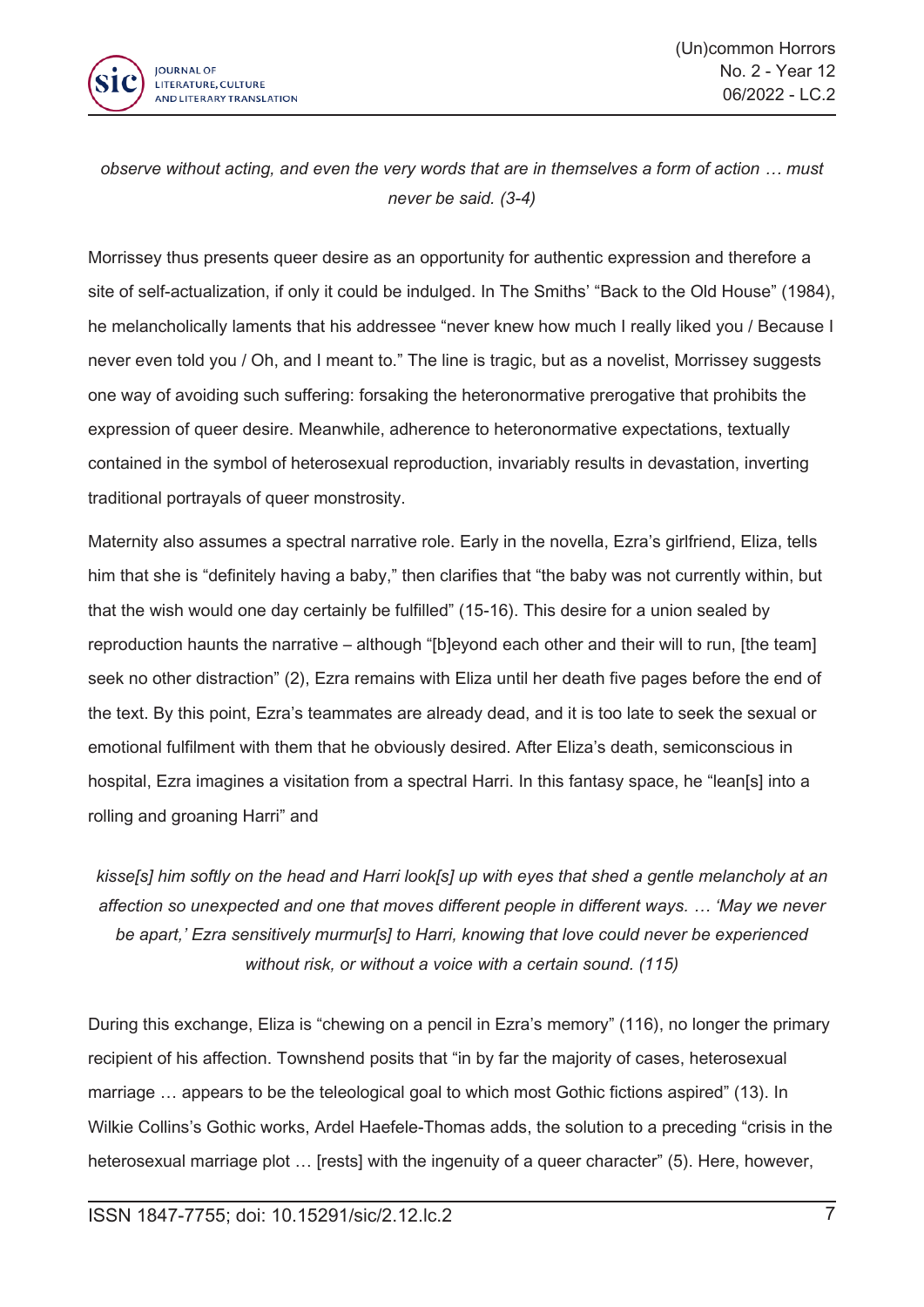*observe without acting, and even the very words that are in themselves a form of action … must never be said. (3-4)*

Morrissey thus presents queer desire as an opportunity for authentic expression and therefore a site of self-actualization, if only it could be indulged. In The Smiths' "Back to the Old House" (1984), he melancholically laments that his addressee "never knew how much I really liked you / Because I never even told you / Oh, and I meant to." The line is tragic, but as a novelist, Morrissey suggests one way of avoiding such suffering: forsaking the heteronormative prerogative that prohibits the expression of queer desire. Meanwhile, adherence to heteronormative expectations, textually contained in the symbol of heterosexual reproduction, invariably results in devastation, inverting traditional portrayals of queer monstrosity.

Maternity also assumes a spectral narrative role. Early in the novella, Ezra's girlfriend, Eliza, tells him that she is "definitely having a baby," then clarifies that "the baby was not currently within, but that the wish would one day certainly be fulfilled" (15-16). This desire for a union sealed by reproduction haunts the narrative – although "[b]eyond each other and their will to run, [the team] seek no other distraction" (2), Ezra remains with Eliza until her death five pages before the end of the text. By this point, Ezra's teammates are already dead, and it is too late to seek the sexual or emotional fulfilment with them that he obviously desired. After Eliza's death, semiconscious in hospital, Ezra imagines a visitation from a spectral Harri. In this fantasy space, he "lean[s] into a rolling and groaning Harri" and

*kisse[s] him softly on the head and Harri look[s] up with eyes that shed a gentle melancholy at an affection so unexpected and one that moves different people in different ways. … 'May we never be apart,' Ezra sensitively murmur[s] to Harri, knowing that love could never be experienced without risk, or without a voice with a certain sound. (115)*

During this exchange, Eliza is "chewing on a pencil in Ezra's memory" (116), no longer the primary recipient of his affection. Townshend posits that "in by far the majority of cases, heterosexual marriage … appears to be the teleological goal to which most Gothic fictions aspired" (13). In Wilkie Collins's Gothic works, Ardel Haefele-Thomas adds, the solution to a preceding "crisis in the heterosexual marriage plot … [rests] with the ingenuity of a queer character" (5). Here, however,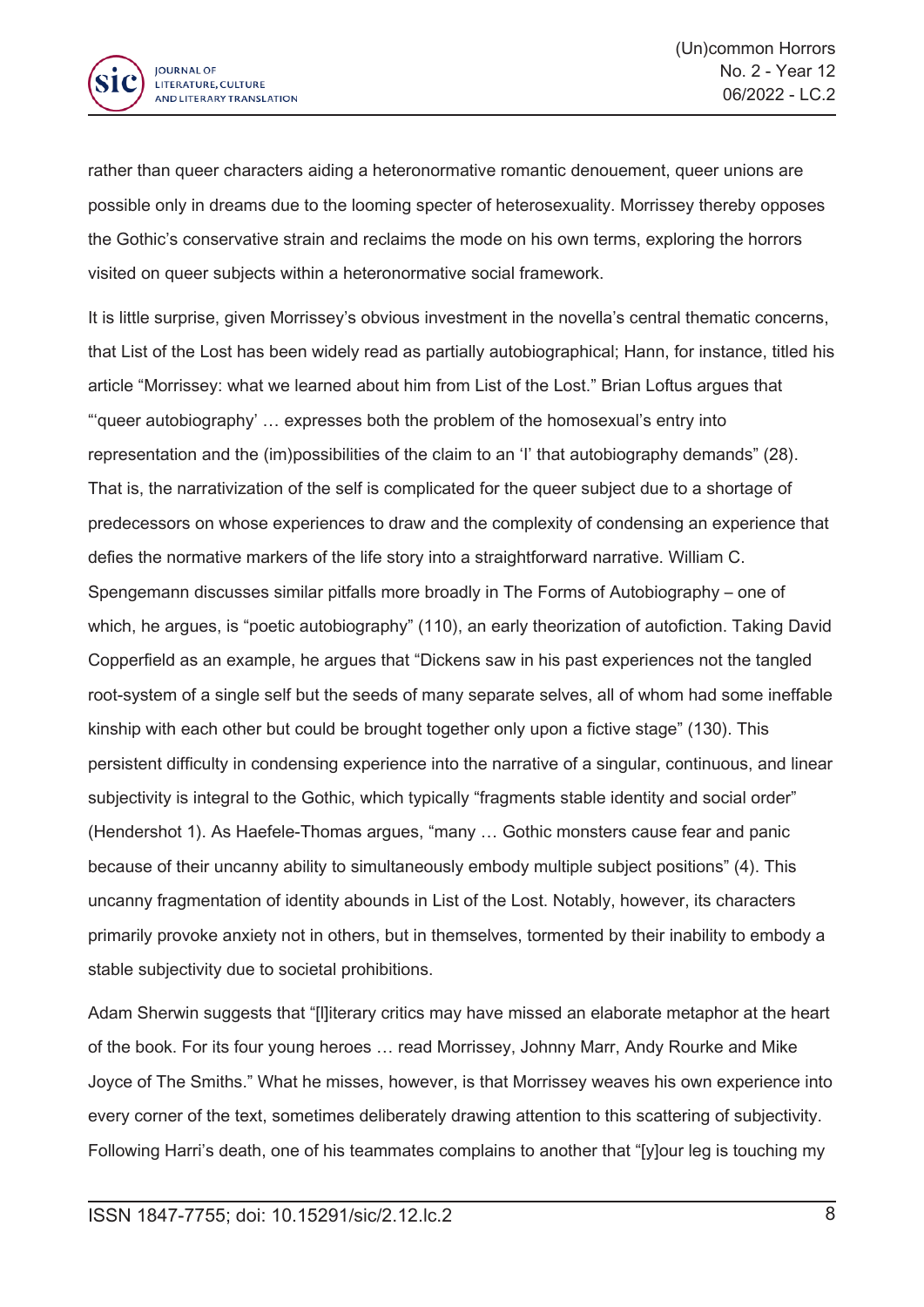rather than queer characters aiding a heteronormative romantic denouement, queer unions are possible only in dreams due to the looming specter of heterosexuality. Morrissey thereby opposes the Gothic's conservative strain and reclaims the mode on his own terms, exploring the horrors visited on queer subjects within a heteronormative social framework.

It is little surprise, given Morrissey's obvious investment in the novella's central thematic concerns, that List of the Lost has been widely read as partially autobiographical; Hann, for instance, titled his article "Morrissey: what we learned about him from List of the Lost." Brian Loftus argues that "'queer autobiography' … expresses both the problem of the homosexual's entry into representation and the (im)possibilities of the claim to an 'I' that autobiography demands" (28). That is, the narrativization of the self is complicated for the queer subject due to a shortage of predecessors on whose experiences to draw and the complexity of condensing an experience that defies the normative markers of the life story into a straightforward narrative. William C. Spengemann discusses similar pitfalls more broadly in The Forms of Autobiography – one of which, he argues, is "poetic autobiography" (110), an early theorization of autofiction. Taking David Copperfield as an example, he argues that "Dickens saw in his past experiences not the tangled root-system of a single self but the seeds of many separate selves, all of whom had some ineffable kinship with each other but could be brought together only upon a fictive stage" (130). This persistent difficulty in condensing experience into the narrative of a singular, continuous, and linear subjectivity is integral to the Gothic, which typically "fragments stable identity and social order" (Hendershot 1). As Haefele-Thomas argues, "many … Gothic monsters cause fear and panic because of their uncanny ability to simultaneously embody multiple subject positions" (4). This uncanny fragmentation of identity abounds in List of the Lost. Notably, however, its characters primarily provoke anxiety not in others, but in themselves, tormented by their inability to embody a stable subjectivity due to societal prohibitions.

Adam Sherwin suggests that "[l]iterary critics may have missed an elaborate metaphor at the heart of the book. For its four young heroes … read Morrissey, Johnny Marr, Andy Rourke and Mike Joyce of The Smiths." What he misses, however, is that Morrissey weaves his own experience into every corner of the text, sometimes deliberately drawing attention to this scattering of subjectivity. Following Harri's death, one of his teammates complains to another that "[y]our leg is touching my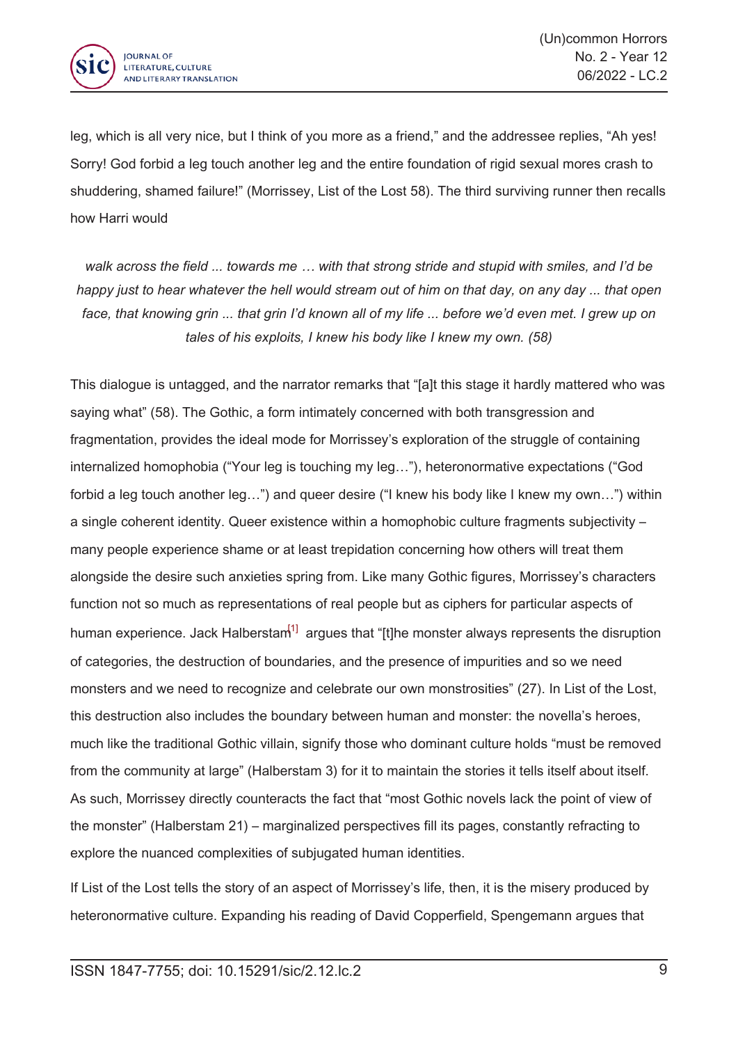leg, which is all very nice, but I think of you more as a friend," and the addressee replies, "Ah yes! Sorry! God forbid a leg touch another leg and the entire foundation of rigid sexual mores crash to shuddering, shamed failure!" (Morrissey, List of the Lost 58). The third surviving runner then recalls how Harri would

> *walk across the field ... towards me … with that strong stride and stupid with smiles, and I'd be happy just to hear whatever the hell would stream out of him on that day, on any day ... that open face, that knowing grin ... that grin I'd known all of my life ... before we'd even met. I grew up on tales of his exploits, I knew his body like I knew my own. (58)*

This dialogue is untagged, and the narrator remarks that "[a]t this stage it hardly mattered who was saying what" (58). The Gothic, a form intimately concerned with both transgression and fragmentation, provides the ideal mode for Morrissey's exploration of the struggle of containing internalized homophobia ("Your leg is touching my leg…"), heteronormative expectations ("God forbid a leg touch another leg…") and queer desire ("I knew his body like I knew my own…") within a single coherent identity. Queer existence within a homophobic culture fragments subjectivity – many people experience shame or at least trepidation concerning how others will treat them alongside the desire such anxieties spring from. Like many Gothic figures, Morrissey's characters function not so much as representations of real people but as ciphers for particular aspects of human experience. Jack Halberstam[1] argues that "[t]he monster always represents the disruption of categories, the destruction of boundaries, and the presence of impurities and so we need monsters and we need to recognize and celebrate our own monstrosities" (27). In List of the Lost, this destruction also includes the boundary between human and monster: the novella's heroes, much like the traditional Gothic villain, signify those who dominant culture holds "must be removed from the community at large" (Halberstam 3) for it to maintain the stories it tells itself about itself. As such, Morrissey directly counteracts the fact that "most Gothic novels lack the point of view of the monster" (Halberstam 21) – marginalized perspectives fill its pages, constantly refracting to explore the nuanced complexities of subjugated human identities.

If List of the Lost tells the story of an aspect of Morrissey's life, then, it is the misery produced by heteronormative culture. Expanding his reading of David Copperfield, Spengemann argues that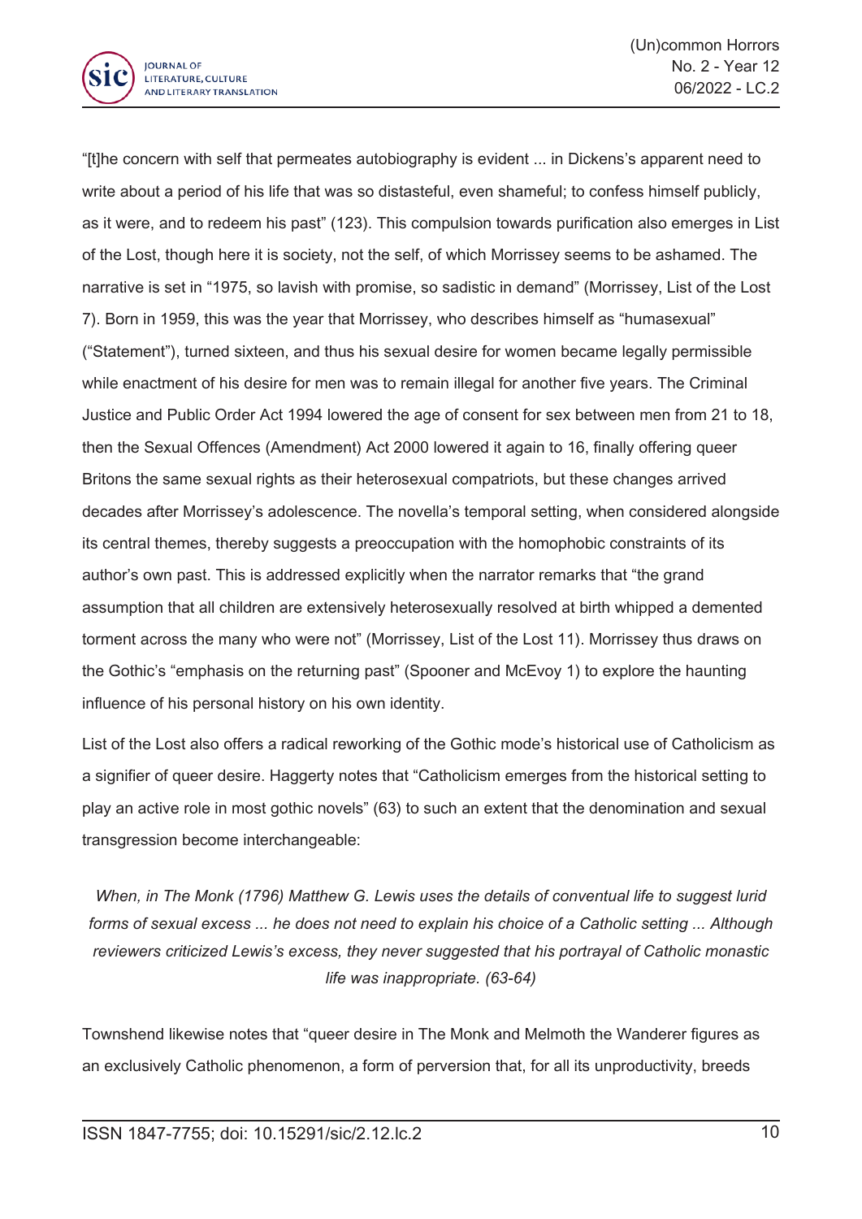"[t]he concern with self that permeates autobiography is evident ... in Dickens's apparent need to write about a period of his life that was so distasteful, even shameful; to confess himself publicly, as it were, and to redeem his past" (123). This compulsion towards purification also emerges in List of the Lost, though here it is society, not the self, of which Morrissey seems to be ashamed. The narrative is set in "1975, so lavish with promise, so sadistic in demand" (Morrissey, List of the Lost 7). Born in 1959, this was the year that Morrissey, who describes himself as "humasexual" ("Statement"), turned sixteen, and thus his sexual desire for women became legally permissible while enactment of his desire for men was to remain illegal for another five years. The Criminal Justice and Public Order Act 1994 lowered the age of consent for sex between men from 21 to 18, then the Sexual Offences (Amendment) Act 2000 lowered it again to 16, finally offering queer Britons the same sexual rights as their heterosexual compatriots, but these changes arrived decades after Morrissey's adolescence. The novella's temporal setting, when considered alongside its central themes, thereby suggests a preoccupation with the homophobic constraints of its author's own past. This is addressed explicitly when the narrator remarks that "the grand assumption that all children are extensively heterosexually resolved at birth whipped a demented torment across the many who were not" (Morrissey, List of the Lost 11). Morrissey thus draws on the Gothic's "emphasis on the returning past" (Spooner and McEvoy 1) to explore the haunting influence of his personal history on his own identity.

List of the Lost also offers a radical reworking of the Gothic mode's historical use of Catholicism as a signifier of queer desire. Haggerty notes that "Catholicism emerges from the historical setting to play an active role in most gothic novels" (63) to such an extent that the denomination and sexual transgression become interchangeable:

> *When, in The Monk (1796) Matthew G. Lewis uses the details of conventual life to suggest lurid forms of sexual excess ... he does not need to explain his choice of a Catholic setting ... Although reviewers criticized Lewis's excess, they never suggested that his portrayal of Catholic monastic life was inappropriate. (63-64)*

Townshend likewise notes that "queer desire in The Monk and Melmoth the Wanderer figures as an exclusively Catholic phenomenon, a form of perversion that, for all its unproductivity, breeds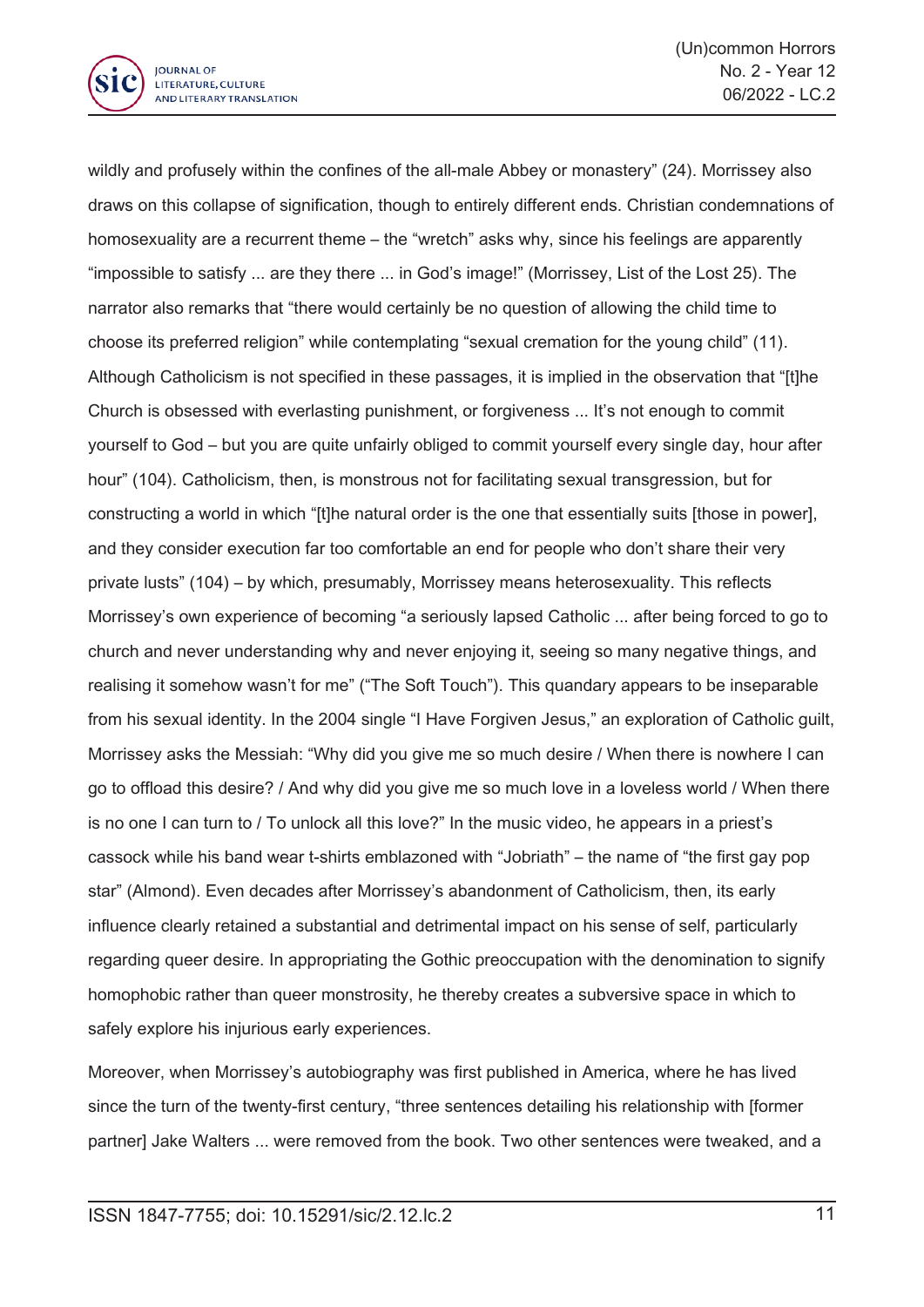wildly and profusely within the confines of the all-male Abbey or monastery" (24). Morrissey also draws on this collapse of signification, though to entirely different ends. Christian condemnations of homosexuality are a recurrent theme – the "wretch" asks why, since his feelings are apparently "impossible to satisfy ... are they there ... in God's image!" (Morrissey, List of the Lost 25). The narrator also remarks that "there would certainly be no question of allowing the child time to choose its preferred religion" while contemplating "sexual cremation for the young child" (11). Although Catholicism is not specified in these passages, it is implied in the observation that "[t]he Church is obsessed with everlasting punishment, or forgiveness ... It's not enough to commit yourself to God – but you are quite unfairly obliged to commit yourself every single day, hour after hour" (104). Catholicism, then, is monstrous not for facilitating sexual transgression, but for constructing a world in which "[t]he natural order is the one that essentially suits [those in power], and they consider execution far too comfortable an end for people who don't share their very private lusts" (104) – by which, presumably, Morrissey means heterosexuality. This reflects Morrissey's own experience of becoming "a seriously lapsed Catholic ... after being forced to go to church and never understanding why and never enjoying it, seeing so many negative things, and realising it somehow wasn't for me" ("The Soft Touch"). This quandary appears to be inseparable from his sexual identity. In the 2004 single "I Have Forgiven Jesus," an exploration of Catholic guilt, Morrissey asks the Messiah: "Why did you give me so much desire / When there is nowhere I can go to offload this desire? / And why did you give me so much love in a loveless world / When there is no one I can turn to / To unlock all this love?" In the music video, he appears in a priest's cassock while his band wear t-shirts emblazoned with "Jobriath" – the name of "the first gay pop star" (Almond). Even decades after Morrissey's abandonment of Catholicism, then, its early influence clearly retained a substantial and detrimental impact on his sense of self, particularly regarding queer desire. In appropriating the Gothic preoccupation with the denomination to signify homophobic rather than queer monstrosity, he thereby creates a subversive space in which to safely explore his injurious early experiences.

Moreover, when Morrissey's autobiography was first published in America, where he has lived since the turn of the twenty-first century, "three sentences detailing his relationship with [former partner] Jake Walters ... were removed from the book. Two other sentences were tweaked, and a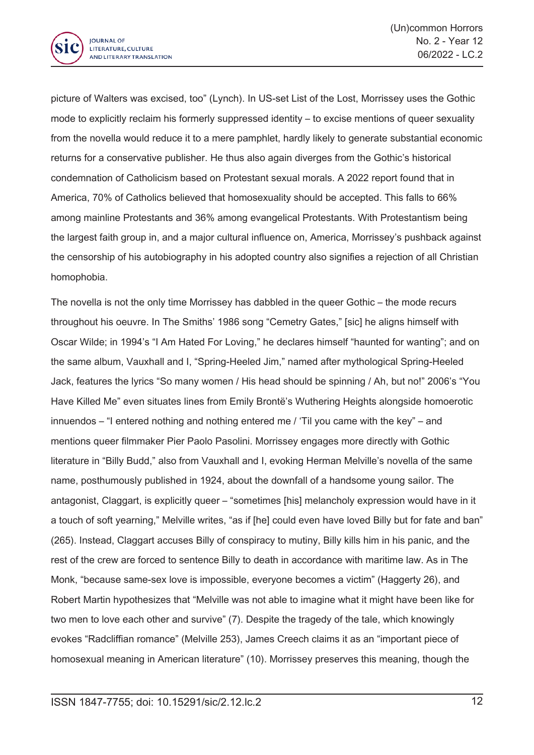picture of Walters was excised, too" (Lynch). In US-set List of the Lost, Morrissey uses the Gothic mode to explicitly reclaim his formerly suppressed identity – to excise mentions of queer sexuality from the novella would reduce it to a mere pamphlet, hardly likely to generate substantial economic returns for a conservative publisher. He thus also again diverges from the Gothic's historical condemnation of Catholicism based on Protestant sexual morals. A 2022 report found that in America, 70% of Catholics believed that homosexuality should be accepted. This falls to 66% among mainline Protestants and 36% among evangelical Protestants. With Protestantism being the largest faith group in, and a major cultural influence on, America, Morrissey's pushback against the censorship of his autobiography in his adopted country also signifies a rejection of all Christian homophobia.

The novella is not the only time Morrissey has dabbled in the queer Gothic – the mode recurs throughout his oeuvre. In The Smiths' 1986 song "Cemetry Gates," [sic] he aligns himself with Oscar Wilde; in 1994's "I Am Hated For Loving," he declares himself "haunted for wanting"; and on the same album, Vauxhall and I, "Spring-Heeled Jim," named after mythological Spring-Heeled Jack, features the lyrics "So many women / His head should be spinning / Ah, but no!" 2006's "You Have Killed Me" even situates lines from Emily Brontë's Wuthering Heights alongside homoerotic innuendos – "I entered nothing and nothing entered me / 'Til you came with the key" – and mentions queer filmmaker Pier Paolo Pasolini. Morrissey engages more directly with Gothic literature in "Billy Budd," also from Vauxhall and I, evoking Herman Melville's novella of the same name, posthumously published in 1924, about the downfall of a handsome young sailor. The antagonist, Claggart, is explicitly queer – "sometimes [his] melancholy expression would have in it a touch of soft yearning," Melville writes, "as if [he] could even have loved Billy but for fate and ban" (265). Instead, Claggart accuses Billy of conspiracy to mutiny, Billy kills him in his panic, and the rest of the crew are forced to sentence Billy to death in accordance with maritime law. As in The Monk, "because same-sex love is impossible, everyone becomes a victim" (Haggerty 26), and Robert Martin hypothesizes that "Melville was not able to imagine what it might have been like for two men to love each other and survive" (7). Despite the tragedy of the tale, which knowingly evokes "Radcliffian romance" (Melville 253), James Creech claims it as an "important piece of homosexual meaning in American literature" (10). Morrissey preserves this meaning, though the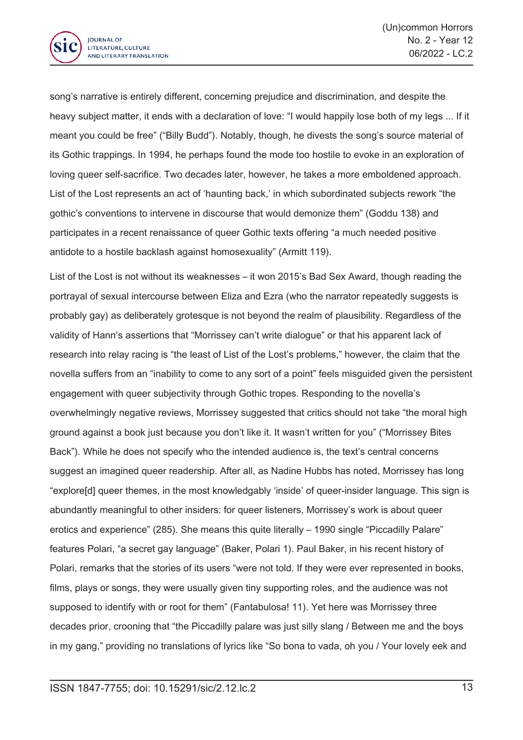song's narrative is entirely different, concerning prejudice and discrimination, and despite the heavy subject matter, it ends with a declaration of love: "I would happily lose both of my legs ... If it meant you could be free" ("Billy Budd"). Notably, though, he divests the song's source material of its Gothic trappings. In 1994, he perhaps found the mode too hostile to evoke in an exploration of loving queer self-sacrifice. Two decades later, however, he takes a more emboldened approach. List of the Lost represents an act of 'haunting back,' in which subordinated subjects rework "the gothic's conventions to intervene in discourse that would demonize them" (Goddu 138) and participates in a recent renaissance of queer Gothic texts offering "a much needed positive antidote to a hostile backlash against homosexuality" (Armitt 119).

List of the Lost is not without its weaknesses – it won 2015's Bad Sex Award, though reading the portrayal of sexual intercourse between Eliza and Ezra (who the narrator repeatedly suggests is probably gay) as deliberately grotesque is not beyond the realm of plausibility. Regardless of the validity of Hann's assertions that "Morrissey can't write dialogue" or that his apparent lack of research into relay racing is "the least of List of the Lost's problems," however, the claim that the novella suffers from an "inability to come to any sort of a point" feels misguided given the persistent engagement with queer subjectivity through Gothic tropes. Responding to the novella's overwhelmingly negative reviews, Morrissey suggested that critics should not take "the moral high ground against a book just because you don't like it. It wasn't written for you" ("Morrissey Bites Back"). While he does not specify who the intended audience is, the text's central concerns suggest an imagined queer readership. After all, as Nadine Hubbs has noted, Morrissey has long "explore[d] queer themes, in the most knowledgably 'inside' of queer-insider language. This sign is abundantly meaningful to other insiders: for queer listeners, Morrissey's work is about queer erotics and experience" (285). She means this quite literally – 1990 single "Piccadilly Palare" features Polari, "a secret gay language" (Baker, Polari 1). Paul Baker, in his recent history of Polari, remarks that the stories of its users "were not told. If they were ever represented in books, films, plays or songs, they were usually given tiny supporting roles, and the audience was not supposed to identify with or root for them" (Fantabulosa! 11). Yet here was Morrissey three decades prior, crooning that "the Piccadilly palare was just silly slang / Between me and the boys in my gang," providing no translations of lyrics like "So bona to vada, oh you / Your lovely eek and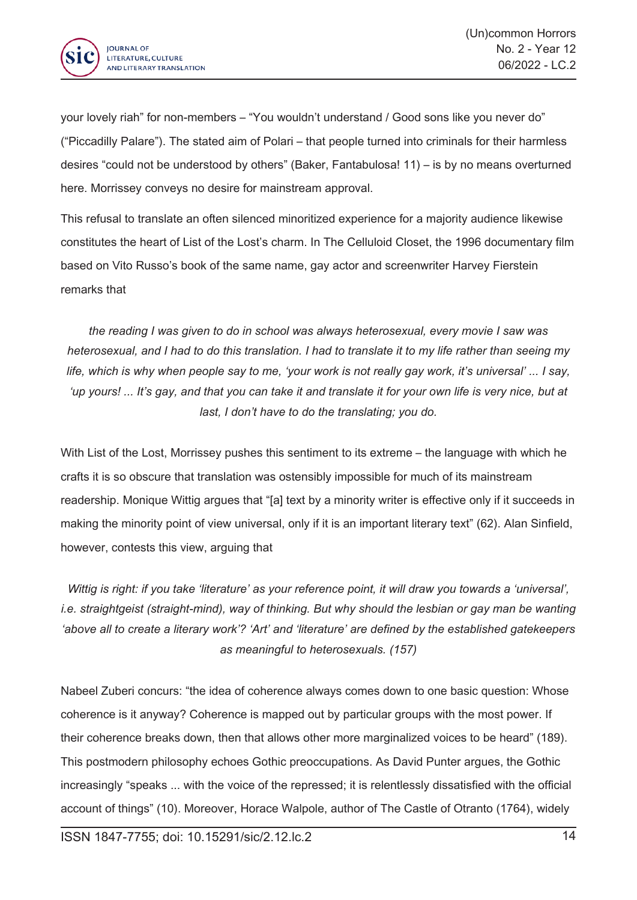your lovely riah" for non-members – "You wouldn't understand / Good sons like you never do" ("Piccadilly Palare"). The stated aim of Polari – that people turned into criminals for their harmless desires "could not be understood by others" (Baker, Fantabulosa! 11) – is by no means overturned here. Morrissey conveys no desire for mainstream approval.

This refusal to translate an often silenced minoritized experience for a majority audience likewise constitutes the heart of List of the Lost's charm. In The Celluloid Closet, the 1996 documentary film based on Vito Russo's book of the same name, gay actor and screenwriter Harvey Fierstein remarks that

> *the reading I was given to do in school was always heterosexual, every movie I saw was heterosexual, and I had to do this translation. I had to translate it to my life rather than seeing my life, which is why when people say to me, 'your work is not really gay work, it's universal' ... I say, 'up yours! ... It's gay, and that you can take it and translate it for your own life is very nice, but at last, I don't have to do the translating; you do.*

With List of the Lost, Morrissey pushes this sentiment to its extreme – the language with which he crafts it is so obscure that translation was ostensibly impossible for much of its mainstream readership. Monique Wittig argues that "[a] text by a minority writer is effective only if it succeeds in making the minority point of view universal, only if it is an important literary text" (62). Alan Sinfield, however, contests this view, arguing that

> *Wittig is right: if you take 'literature' as your reference point, it will draw you towards a 'universal', i.e. straightgeist (straight-mind), way of thinking. But why should the lesbian or gay man be wanting 'above all to create a literary work'? 'Art' and 'literature' are defined by the established gatekeepers as meaningful to heterosexuals. (157)*

Nabeel Zuberi concurs: "the idea of coherence always comes down to one basic question: Whose coherence is it anyway? Coherence is mapped out by particular groups with the most power. If their coherence breaks down, then that allows other more marginalized voices to be heard" (189). This postmodern philosophy echoes Gothic preoccupations. As David Punter argues, the Gothic increasingly "speaks ... with the voice of the repressed; it is relentlessly dissatisfied with the official account of things" (10). Moreover, Horace Walpole, author of The Castle of Otranto (1764), widely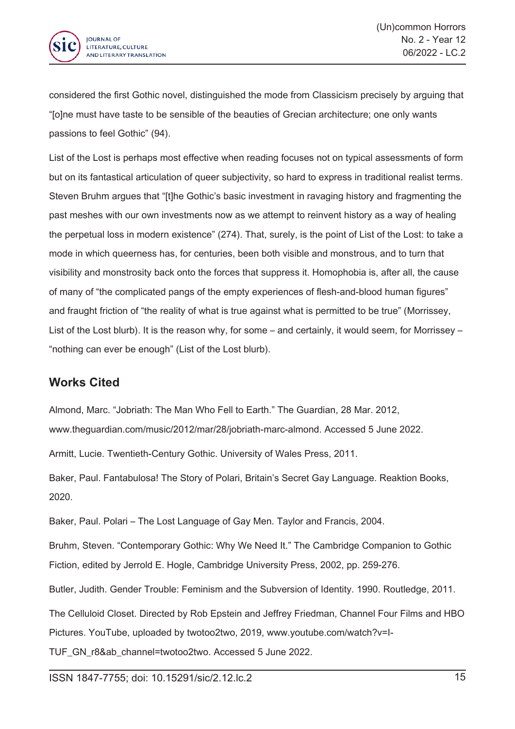considered the first Gothic novel, distinguished the mode from Classicism precisely by arguing that "[o]ne must have taste to be sensible of the beauties of Grecian architecture; one only wants passions to feel Gothic" (94).

List of the Lost is perhaps most effective when reading focuses not on typical assessments of form but on its fantastical articulation of queer subjectivity, so hard to express in traditional realist terms. Steven Bruhm argues that "[t]he Gothic's basic investment in ravaging history and fragmenting the past meshes with our own investments now as we attempt to reinvent history as a way of healing the perpetual loss in modern existence" (274). That, surely, is the point of List of the Lost: to take a mode in which queerness has, for centuries, been both visible and monstrous, and to turn that visibility and monstrosity back onto the forces that suppress it. Homophobia is, after all, the cause of many of "the complicated pangs of the empty experiences of flesh-and-blood human figures" and fraught friction of "the reality of what is true against what is permitted to be true" (Morrissey, List of the Lost blurb). It is the reason why, for some – and certainly, it would seem, for Morrissey – "nothing can ever be enough" (List of the Lost blurb).

## Works Cited

Almond, Marc. "Jobriath: The Man Who Fell to Earth." The Guardian, 28 Mar. 2012, www.theguardian.com/music/2012/mar/28/jobriath-marc-almond. Accessed 5 June 2022.

Armitt, Lucie. Twentieth-Century Gothic. University of Wales Press, 2011.

Baker, Paul. Fantabulosa! The Story of Polari, Britain's Secret Gay Language. Reaktion Books, 2020.

Baker, Paul. Polari – The Lost Language of Gay Men. Taylor and Francis, 2004.

Bruhm, Steven. "Contemporary Gothic: Why We Need It." The Cambridge Companion to Gothic Fiction, edited by Jerrold E. Hogle, Cambridge University Press, 2002, pp. 259-276.

Butler, Judith. Gender Trouble: Feminism and the Subversion of Identity. 1990. Routledge, 2011.

The Celluloid Closet. Directed by Rob Epstein and Jeffrey Friedman, Channel Four Films and HBO Pictures. YouTube, uploaded by twotoo2two, 2019, www.youtube.com/watch?v=I-TUF_GN_r8&ab_channel=twotoo2two. Accessed 5 June 2022.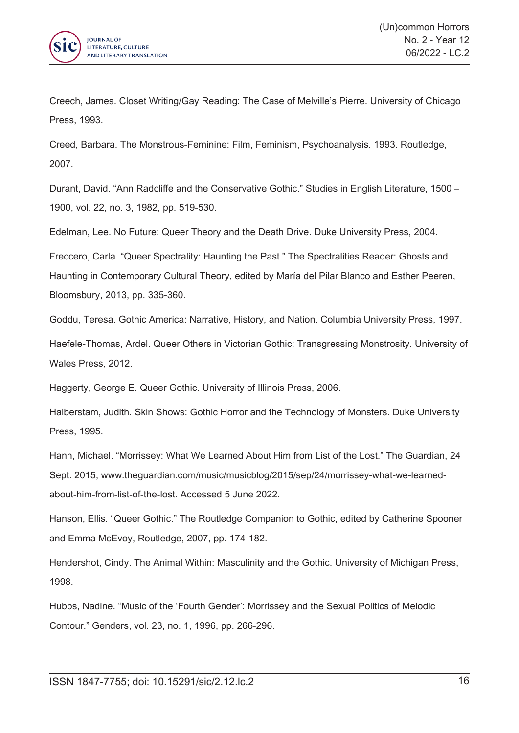Creech, James. Closet Writing/Gay Reading: The Case of Melville's Pierre. University of Chicago Press, 1993.

Creed, Barbara. The Monstrous-Feminine: Film, Feminism, Psychoanalysis. 1993. Routledge, 2007.

Durant, David. "Ann Radcliffe and the Conservative Gothic." Studies in English Literature, 1500 – 1900, vol. 22, no. 3, 1982, pp. 519-530.

Edelman, Lee. No Future: Queer Theory and the Death Drive. Duke University Press, 2004.

Freccero, Carla. "Queer Spectrality: Haunting the Past." The Spectralities Reader: Ghosts and Haunting in Contemporary Cultural Theory, edited by María del Pilar Blanco and Esther Peeren, Bloomsbury, 2013, pp. 335-360.

Goddu, Teresa. Gothic America: Narrative, History, and Nation. Columbia University Press, 1997.

Haefele-Thomas, Ardel. Queer Others in Victorian Gothic: Transgressing Monstrosity. University of Wales Press, 2012.

Haggerty, George E. Queer Gothic. University of Illinois Press, 2006.

Halberstam, Judith. Skin Shows: Gothic Horror and the Technology of Monsters. Duke University Press, 1995.

Hann, Michael. "Morrissey: What We Learned About Him from List of the Lost." The Guardian, 24 Sept. 2015, www.theguardian.com/music/musicblog/2015/sep/24/morrissey-what-we-learned-about-him-from-list-of-the-lost. Accessed 5 June 2022.

Hanson, Ellis. "Queer Gothic." The Routledge Companion to Gothic, edited by Catherine Spooner and Emma McEvoy, Routledge, 2007, pp. 174-182.

Hendershot, Cindy. The Animal Within: Masculinity and the Gothic. University of Michigan Press, 1998.

Hubbs, Nadine. "Music of the 'Fourth Gender': Morrissey and the Sexual Politics of Melodic Contour." Genders, vol. 23, no. 1, 1996, pp. 266-296.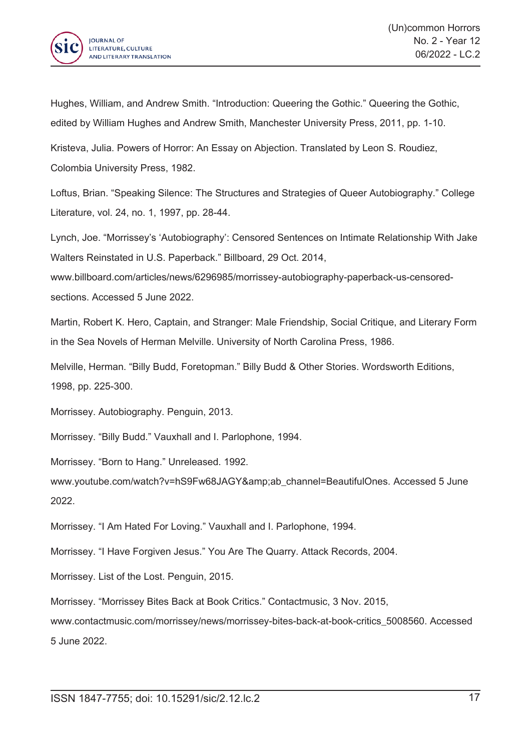Hughes, William, and Andrew Smith. “Introduction: Queering the Gothic.” Queering the Gothic, edited by William Hughes and Andrew Smith, Manchester University Press, 2011, pp. 1-10.

Kristeva, Julia. Powers of Horror: An Essay on Abjection. Translated by Leon S. Roudiez, Colombia University Press, 1982.

Loftus, Brian. “Speaking Silence: The Structures and Strategies of Queer Autobiography.” College Literature, vol. 24, no. 1, 1997, pp. 28-44.

Lynch, Joe. “Morrissey’s ‘Autobiography’: Censored Sentences on Intimate Relationship With Jake Walters Reinstated in U.S. Paperback.” Billboard, 29 Oct. 2014, www.billboard.com/articles/news/6296985/morrissey-autobiography-paperback-us-censored-sections. Accessed 5 June 2022.

Martin, Robert K. Hero, Captain, and Stranger: Male Friendship, Social Critique, and Literary Form in the Sea Novels of Herman Melville. University of North Carolina Press, 1986.

Melville, Herman. “Billy Budd, Foretopman.” Billy Budd & Other Stories. Wordsworth Editions, 1998, pp. 225-300.

Morrissey. Autobiography. Penguin, 2013.

Morrissey. “Billy Budd.” Vauxhall and I. Parlophone, 1994.

Morrissey. “Born to Hang.” Unreleased. 1992. www.youtube.com/watch?v=hS9Fw68JAGY&amp;ab_channel=BeautifulOnes. Accessed 5 June 2022.

Morrissey. “I Am Hated For Loving.” Vauxhall and I. Parlophone, 1994.

Morrissey. “I Have Forgiven Jesus.” You Are The Quarry. Attack Records, 2004.

Morrissey. List of the Lost. Penguin, 2015.

Morrissey. “Morrissey Bites Back at Book Critics.” Contactmusic, 3 Nov. 2015, www.contactmusic.com/morrissey/news/morrissey-bites-back-at-book-critics_5008560. Accessed 5 June 2022.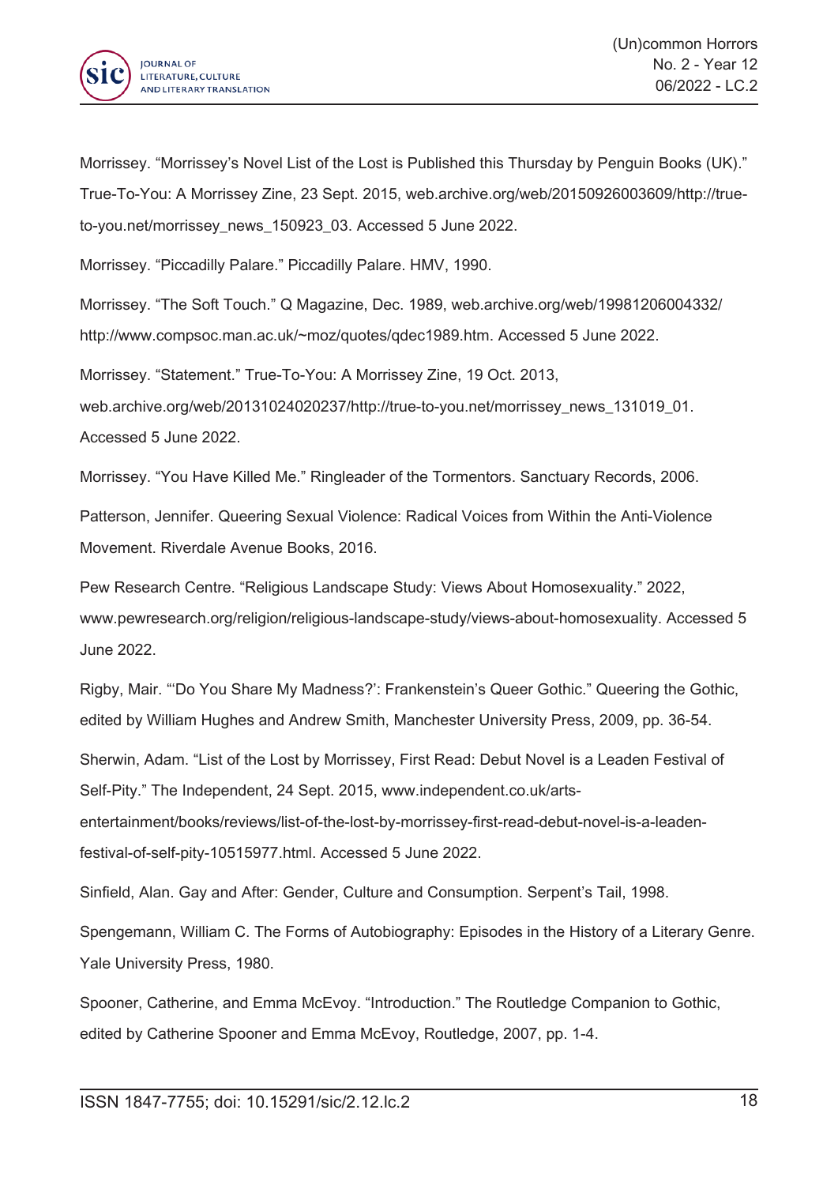Morrissey. “Morrissey’s Novel List of the Lost is Published this Thursday by Penguin Books (UK).” True-To-You: A Morrissey Zine, 23 Sept. 2015, web.archive.org/web/20150926003609/http://true-to-you.net/morrissey_news_150923_03. Accessed 5 June 2022.

Morrissey. “Piccadilly Palare.” Piccadilly Palare. HMV, 1990.

Morrissey. “The Soft Touch.” Q Magazine, Dec. 1989, web.archive.org/web/19981206004332/ http://www.compsoc.man.ac.uk/~moz/quotes/qdec1989.htm. Accessed 5 June 2022.

Morrissey. “Statement.” True-To-You: A Morrissey Zine, 19 Oct. 2013, web.archive.org/web/20131024020237/http://true-to-you.net/morrissey_news_131019_01. Accessed 5 June 2022.

Morrissey. “You Have Killed Me.” Ringleader of the Tormentors. Sanctuary Records, 2006.

Patterson, Jennifer. Queering Sexual Violence: Radical Voices from Within the Anti-Violence Movement. Riverdale Avenue Books, 2016.

Pew Research Centre. “Religious Landscape Study: Views About Homosexuality.” 2022, www.pewresearch.org/religion/religious-landscape-study/views-about-homosexuality. Accessed 5 June 2022.

Rigby, Mair. “‘Do You Share My Madness?’: Frankenstein’s Queer Gothic.” Queering the Gothic, edited by William Hughes and Andrew Smith, Manchester University Press, 2009, pp. 36-54.

Sherwin, Adam. “List of the Lost by Morrissey, First Read: Debut Novel is a Leaden Festival of Self-Pity.” The Independent, 24 Sept. 2015, www.independent.co.uk/arts-entertainment/books/reviews/list-of-the-lost-by-morrissey-first-read-debut-novel-is-a-leaden-festival-of-self-pity-10515977.html. Accessed 5 June 2022.

Sinfield, Alan. Gay and After: Gender, Culture and Consumption. Serpent’s Tail, 1998.

Spengemann, William C. The Forms of Autobiography: Episodes in the History of a Literary Genre. Yale University Press, 1980.

Spooner, Catherine, and Emma McEvoy. “Introduction.” The Routledge Companion to Gothic, edited by Catherine Spooner and Emma McEvoy, Routledge, 2007, pp. 1-4.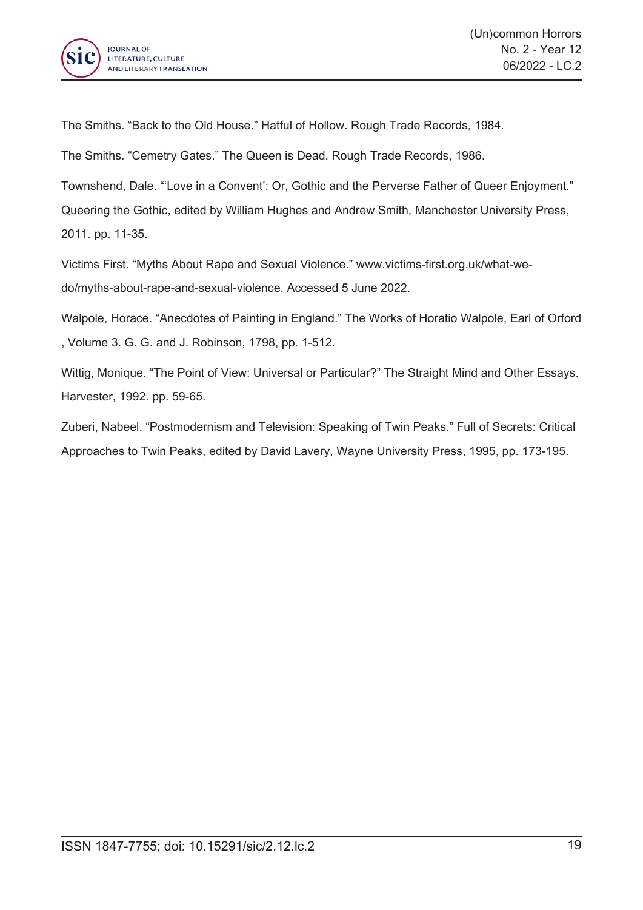The Smiths. "Back to the Old House." Hatful of Hollow. Rough Trade Records, 1984.

The Smiths. "Cemetry Gates." The Queen is Dead. Rough Trade Records, 1986.

Townshend, Dale. "'Love in a Convent': Or, Gothic and the Perverse Father of Queer Enjoyment." Queering the Gothic, edited by William Hughes and Andrew Smith, Manchester University Press, 2011. pp. 11-35.

Victims First. "Myths About Rape and Sexual Violence." www.victims-first.org.uk/what-we-do/myths-about-rape-and-sexual-violence. Accessed 5 June 2022.

Walpole, Horace. "Anecdotes of Painting in England." The Works of Horatio Walpole, Earl of Orford , Volume 3. G. G. and J. Robinson, 1798, pp. 1-512.

Wittig, Monique. "The Point of View: Universal or Particular?" The Straight Mind and Other Essays. Harvester, 1992. pp. 59-65.

Zuberi, Nabeel. "Postmodernism and Television: Speaking of Twin Peaks." Full of Secrets: Critical Approaches to Twin Peaks, edited by David Lavery, Wayne University Press, 1995, pp. 173-195.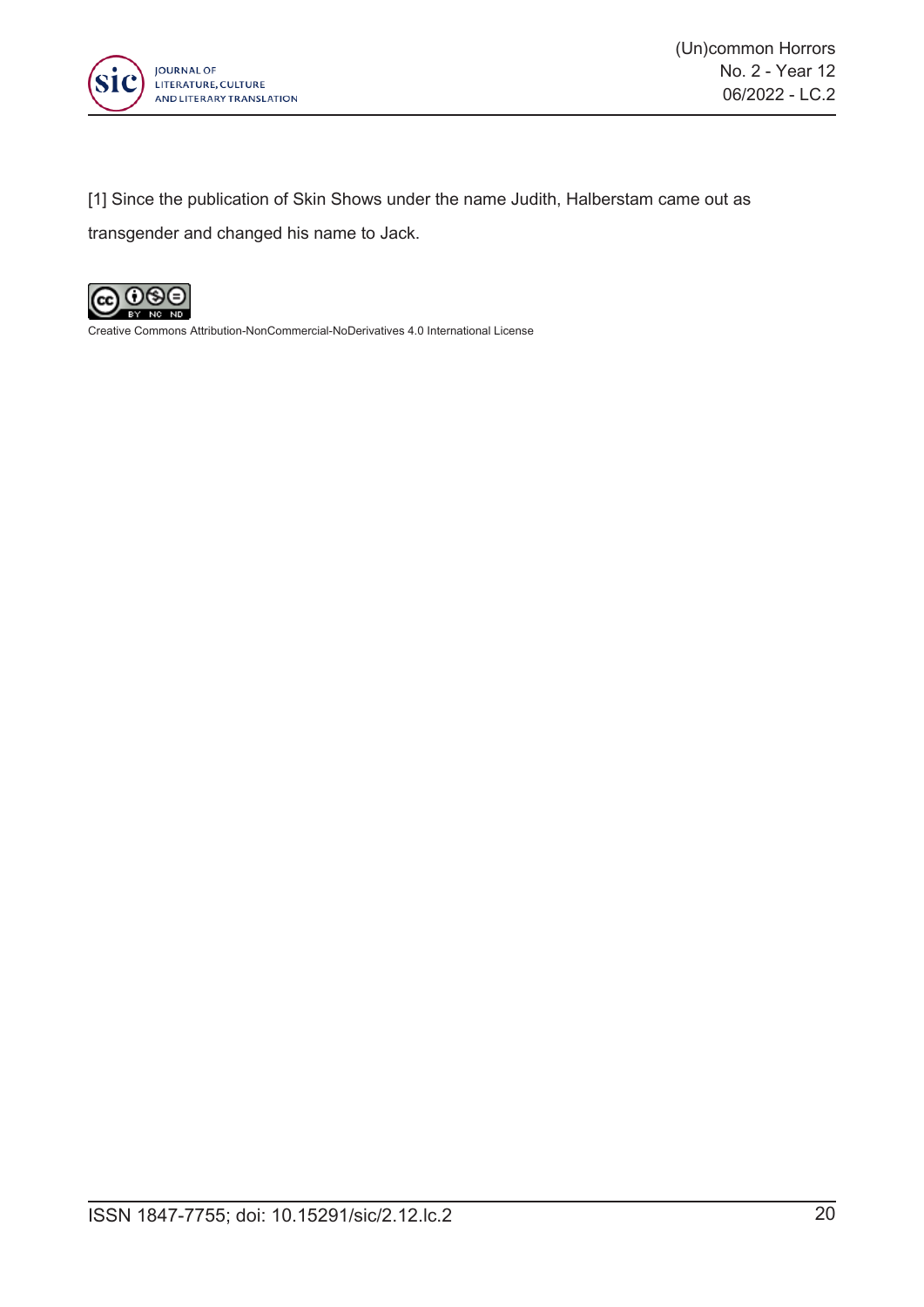[1] Since the publication of Skin Shows under the name Judith, Halberstam came out as transgender and changed his name to Jack.

Creative Commons Attribution-NonCommercial-NoDerivatives 4.0 International License